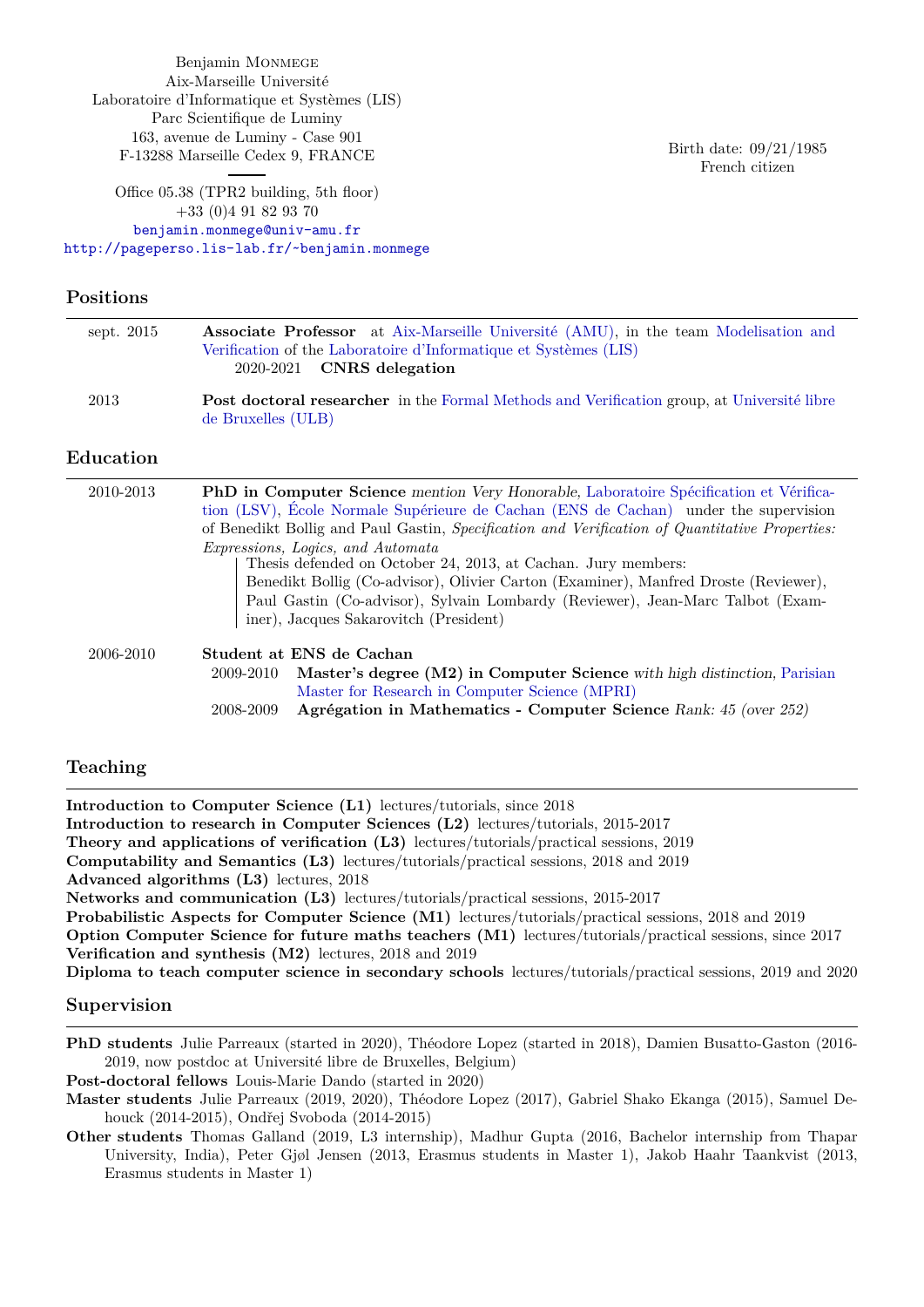Benjamin Monmege
Aix-Marseille Université
Laboratoire d'Informatique et Systèmes (LIS)
Parc Scientifique de Luminy
163, avenue de Luminy - Case 901
F-13288 Marseille Cedex 9, FRANCE

Office 05.38 (TPR2 building, 5th floor)
+33 (0)4 91 82 93 70
benjamin.monmege@univ-amu.fr
http://pageperso.lis-lab.fr/~benjamin.monmege

Birth date: 09/21/1985
French citizen

## Positions

sept. 2015 — **Associate Professor** at Aix-Marseille Université (AMU), in the team Modelisation and Verification of the Laboratoire d'Informatique et Systèmes (LIS)
2020-2021 **CNRS delegation**

2013 — **Post doctoral researcher** in the Formal Methods and Verification group, at Université libre de Bruxelles (ULB)

## Education

2010-2013 — **PhD in Computer Science** *mention Very Honorable*, Laboratoire Spécification et Vérification (LSV), École Normale Supérieure de Cachan (ENS de Cachan) under the supervision of Benedikt Bollig and Paul Gastin, *Specification and Verification of Quantitative Properties: Expressions, Logics, and Automata*
Thesis defended on October 24, 2013, at Cachan. Jury members:
Benedikt Bollig (Co-advisor), Olivier Carton (Examiner), Manfred Droste (Reviewer), Paul Gastin (Co-advisor), Sylvain Lombardy (Reviewer), Jean-Marc Talbot (Examiner), Jacques Sakarovitch (President)

2006-2010 — **Student at ENS de Cachan**
- 2009-2010 **Master's degree (M2) in Computer Science** *with high distinction*, Parisian Master for Research in Computer Science (MPRI)
- 2008-2009 **Agrégation in Mathematics - Computer Science** *Rank: 45 (over 252)*

## Teaching

**Introduction to Computer Science (L1)** lectures/tutorials, since 2018
**Introduction to research in Computer Sciences (L2)** lectures/tutorials, 2015-2017
**Theory and applications of verification (L3)** lectures/tutorials/practical sessions, 2019
**Computability and Semantics (L3)** lectures/tutorials/practical sessions, 2018 and 2019
**Advanced algorithms (L3)** lectures, 2018
**Networks and communication (L3)** lectures/tutorials/practical sessions, 2015-2017
**Probabilistic Aspects for Computer Science (M1)** lectures/tutorials/practical sessions, 2018 and 2019
**Option Computer Science for future maths teachers (M1)** lectures/tutorials/practical sessions, since 2017
**Verification and synthesis (M2)** lectures, 2018 and 2019
**Diploma to teach computer science in secondary schools** lectures/tutorials/practical sessions, 2019 and 2020

## Supervision

**PhD students** Julie Parreaux (started in 2020), Théodore Lopez (started in 2018), Damien Busatto-Gaston (2016-2019, now postdoc at Université libre de Bruxelles, Belgium)

**Post-doctoral fellows** Louis-Marie Dando (started in 2020)

**Master students** Julie Parreaux (2019, 2020), Théodore Lopez (2017), Gabriel Shako Ekanga (2015), Samuel Dehouck (2014-2015), Ondřej Svoboda (2014-2015)

**Other students** Thomas Galland (2019, L3 internship), Madhur Gupta (2016, Bachelor internship from Thapar University, India), Peter Gjøl Jensen (2013, Erasmus students in Master 1), Jakob Haahr Taankvist (2013, Erasmus students in Master 1)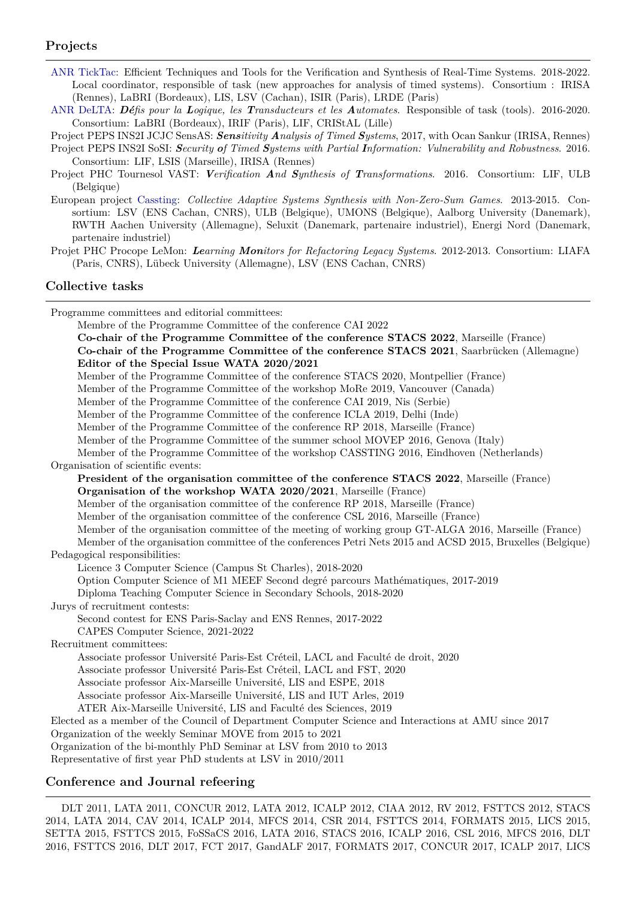## Projects

ANR TickTac: Efficient Techniques and Tools for the Verification and Synthesis of Real-Time Systems. 2018-2022. Local coordinator, responsible of task (new approaches for analysis of timed systems). Consortium : IRISA (Rennes), LaBRI (Bordeaux), LIS, LSV (Cachan), ISIR (Paris), LRDE (Paris)

ANR DeLTA: ***D**éfis pour la **L**ogique, les **T**ransducteurs et les **A**utomates*. Responsible of task (tools). 2016-2020. Consortium: LaBRI (Bordeaux), IRIF (Paris), LIF, CRIStAL (Lille)

Project PEPS INS2I JCJC SensAS: ***Sens**itivity **A**nalysis of Timed **S**ystems*, 2017, with Ocan Sankur (IRISA, Rennes)

Project PEPS INS2I SoSI: ***S**ecurity **o**f Timed **S**ystems with Partial **I**nformation: Vulnerability and Robustness*. 2016. Consortium: LIF, LSIS (Marseille), IRISA (Rennes)

Project PHC Tournesol VAST: ***V**erification **A**nd **S**ynthesis of **T**ransformations*. 2016. Consortium: LIF, ULB (Belgique)

European project Cassting: *Collective Adaptive Systems Synthesis with Non-Zero-Sum Games*. 2013-2015. Consortium: LSV (ENS Cachan, CNRS), ULB (Belgique), UMONS (Belgique), Aalborg University (Danemark), RWTH Aachen University (Allemagne), Seluxit (Danemark, partenaire industriel), Energi Nord (Danemark, partenaire industriel)

Projet PHC Procope LeMon: ***Le**arning **Mon**itors for Refactoring Legacy Systems*. 2012-2013. Consortium: LIAFA (Paris, CNRS), Lübeck University (Allemagne), LSV (ENS Cachan, CNRS)

## Collective tasks

Programme committees and editorial committees:
- Membre of the Programme Committee of the conference CAI 2022
- **Co-chair of the Programme Committee of the conference STACS 2022**, Marseille (France)
- **Co-chair of the Programme Committee of the conference STACS 2021**, Saarbrücken (Allemagne)
- **Editor of the Special Issue WATA 2020/2021**
- Member of the Programme Committee of the conference STACS 2020, Montpellier (France)
- Member of the Programme Committee of the workshop MoRe 2019, Vancouver (Canada)
- Member of the Programme Committee of the conference CAI 2019, Nis (Serbie)
- Member of the Programme Committee of the conference ICLA 2019, Delhi (Inde)
- Member of the Programme Committee of the conference RP 2018, Marseille (France)
- Member of the Programme Committee of the summer school MOVEP 2016, Genova (Italy)
- Member of the Programme Committee of the workshop CASSTING 2016, Eindhoven (Netherlands)

Organisation of scientific events:
- **President of the organisation committee of the conference STACS 2022**, Marseille (France)
- **Organisation of the workshop WATA 2020/2021**, Marseille (France)
- Member of the organisation committee of the conference RP 2018, Marseille (France)
- Member of the organisation committee of the conference CSL 2016, Marseille (France)
- Member of the organisation committee of the meeting of working group GT-ALGA 2016, Marseille (France)
- Member of the organisation committee of the conferences Petri Nets 2015 and ACSD 2015, Bruxelles (Belgique)

Pedagogical responsibilities:
- Licence 3 Computer Science (Campus St Charles), 2018-2020
- Option Computer Science of M1 MEEF Second degré parcours Mathématiques, 2017-2019
- Diploma Teaching Computer Science in Secondary Schools, 2018-2020

Jurys of recruitment contests:
- Second contest for ENS Paris-Saclay and ENS Rennes, 2017-2022
- CAPES Computer Science, 2021-2022

Recruitment committees:
- Associate professor Université Paris-Est Créteil, LACL and Faculté de droit, 2020
- Associate professor Université Paris-Est Créteil, LACL and FST, 2020
- Associate professor Aix-Marseille Université, LIS and ESPE, 2018
- Associate professor Aix-Marseille Université, LIS and IUT Arles, 2019
- ATER Aix-Marseille Université, LIS and Faculté des Sciences, 2019

Elected as a member of the Council of Department Computer Science and Interactions at AMU since 2017

Organization of the weekly Seminar MOVE from 2015 to 2021

Organization of the bi-monthly PhD Seminar at LSV from 2010 to 2013

Representative of first year PhD students at LSV in 2010/2011

## Conference and Journal refeering

DLT 2011, LATA 2011, CONCUR 2012, LATA 2012, ICALP 2012, CIAA 2012, RV 2012, FSTTCS 2012, STACS 2014, LATA 2014, CAV 2014, ICALP 2014, MFCS 2014, CSR 2014, FSTTCS 2014, FORMATS 2015, LICS 2015, SETTA 2015, FSTTCS 2015, FoSSaCS 2016, LATA 2016, STACS 2016, ICALP 2016, CSL 2016, MFCS 2016, DLT 2016, FSTTCS 2016, DLT 2017, FCT 2017, GandALF 2017, FORMATS 2017, CONCUR 2017, ICALP 2017, LICS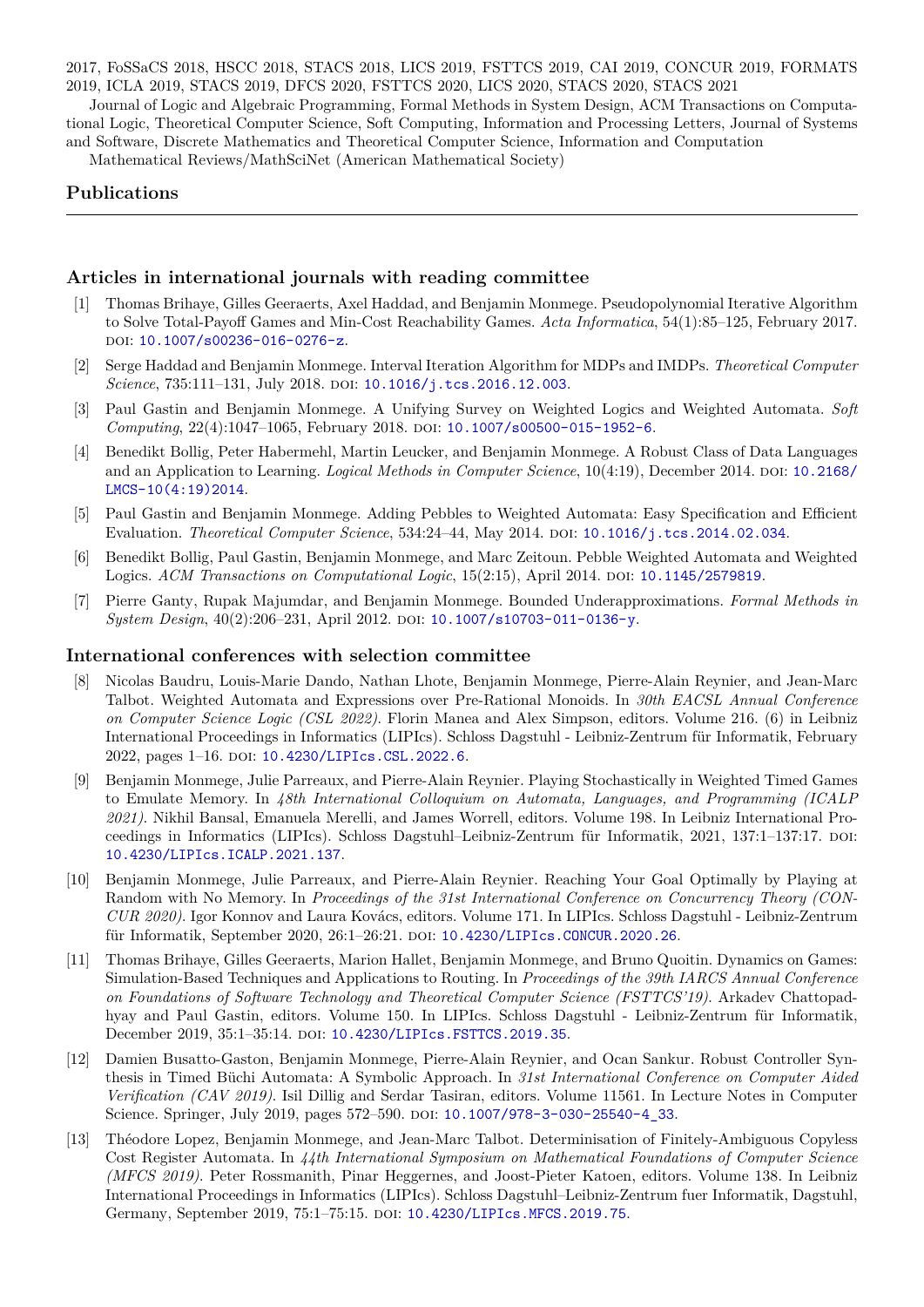2017, FoSSaCS 2018, HSCC 2018, STACS 2018, LICS 2019, FSTTCS 2019, CAI 2019, CONCUR 2019, FORMATS 2019, ICLA 2019, STACS 2019, DFCS 2020, FSTTCS 2020, LICS 2020, STACS 2020, STACS 2021

Journal of Logic and Algebraic Programming, Formal Methods in System Design, ACM Transactions on Computational Logic, Theoretical Computer Science, Soft Computing, Information and Processing Letters, Journal of Systems and Software, Discrete Mathematics and Theoretical Computer Science, Information and Computation

Mathematical Reviews/MathSciNet (American Mathematical Society)

## Publications

### Articles in international journals with reading committee

[1] Thomas Brihaye, Gilles Geeraerts, Axel Haddad, and Benjamin Monmege. Pseudopolynomial Iterative Algorithm to Solve Total-Payoff Games and Min-Cost Reachability Games. *Acta Informatica*, 54(1):85–125, February 2017. DOI: 10.1007/s00236-016-0276-z.

[2] Serge Haddad and Benjamin Monmege. Interval Iteration Algorithm for MDPs and IMDPs. *Theoretical Computer Science*, 735:111–131, July 2018. DOI: 10.1016/j.tcs.2016.12.003.

[3] Paul Gastin and Benjamin Monmege. A Unifying Survey on Weighted Logics and Weighted Automata. *Soft Computing*, 22(4):1047–1065, February 2018. DOI: 10.1007/s00500-015-1952-6.

[4] Benedikt Bollig, Peter Habermehl, Martin Leucker, and Benjamin Monmege. A Robust Class of Data Languages and an Application to Learning. *Logical Methods in Computer Science*, 10(4:19), December 2014. DOI: 10.2168/LMCS-10(4:19)2014.

[5] Paul Gastin and Benjamin Monmege. Adding Pebbles to Weighted Automata: Easy Specification and Efficient Evaluation. *Theoretical Computer Science*, 534:24–44, May 2014. DOI: 10.1016/j.tcs.2014.02.034.

[6] Benedikt Bollig, Paul Gastin, Benjamin Monmege, and Marc Zeitoun. Pebble Weighted Automata and Weighted Logics. *ACM Transactions on Computational Logic*, 15(2:15), April 2014. DOI: 10.1145/2579819.

[7] Pierre Ganty, Rupak Majumdar, and Benjamin Monmege. Bounded Underapproximations. *Formal Methods in System Design*, 40(2):206–231, April 2012. DOI: 10.1007/s10703-011-0136-y.

### International conferences with selection committee

[8] Nicolas Baudru, Louis-Marie Dando, Nathan Lhote, Benjamin Monmege, Pierre-Alain Reynier, and Jean-Marc Talbot. Weighted Automata and Expressions over Pre-Rational Monoids. In *30th EACSL Annual Conference on Computer Science Logic (CSL 2022)*. Florin Manea and Alex Simpson, editors. Volume 216. (6) in Leibniz International Proceedings in Informatics (LIPIcs). Schloss Dagstuhl - Leibniz-Zentrum für Informatik, February 2022, pages 1–16. DOI: 10.4230/LIPIcs.CSL.2022.6.

[9] Benjamin Monmege, Julie Parreaux, and Pierre-Alain Reynier. Playing Stochastically in Weighted Timed Games to Emulate Memory. In *48th International Colloquium on Automata, Languages, and Programming (ICALP 2021)*. Nikhil Bansal, Emanuela Merelli, and James Worrell, editors. Volume 198. In Leibniz International Proceedings in Informatics (LIPIcs). Schloss Dagstuhl–Leibniz-Zentrum für Informatik, 2021, 137:1–137:17. DOI: 10.4230/LIPIcs.ICALP.2021.137.

[10] Benjamin Monmege, Julie Parreaux, and Pierre-Alain Reynier. Reaching Your Goal Optimally by Playing at Random with No Memory. In *Proceedings of the 31st International Conference on Concurrency Theory (CONCUR 2020)*. Igor Konnov and Laura Kovács, editors. Volume 171. In LIPIcs. Schloss Dagstuhl - Leibniz-Zentrum für Informatik, September 2020, 26:1–26:21. DOI: 10.4230/LIPIcs.CONCUR.2020.26.

[11] Thomas Brihaye, Gilles Geeraerts, Marion Hallet, Benjamin Monmege, and Bruno Quoitin. Dynamics on Games: Simulation-Based Techniques and Applications to Routing. In *Proceedings of the 39th IARCS Annual Conference on Foundations of Software Technology and Theoretical Computer Science (FSTTCS'19)*. Arkadev Chattopadhyay and Paul Gastin, editors. Volume 150. In LIPIcs. Schloss Dagstuhl - Leibniz-Zentrum für Informatik, December 2019, 35:1–35:14. DOI: 10.4230/LIPIcs.FSTTCS.2019.35.

[12] Damien Busatto-Gaston, Benjamin Monmege, Pierre-Alain Reynier, and Ocan Sankur. Robust Controller Synthesis in Timed Büchi Automata: A Symbolic Approach. In *31st International Conference on Computer Aided Verification (CAV 2019)*. Isil Dillig and Serdar Tasiran, editors. Volume 11561. In Lecture Notes in Computer Science. Springer, July 2019, pages 572–590. DOI: 10.1007/978-3-030-25540-4_33.

[13] Théodore Lopez, Benjamin Monmege, and Jean-Marc Talbot. Determinisation of Finitely-Ambiguous Copyless Cost Register Automata. In *44th International Symposium on Mathematical Foundations of Computer Science (MFCS 2019)*. Peter Rossmanith, Pinar Heggernes, and Joost-Pieter Katoen, editors. Volume 138. In Leibniz International Proceedings in Informatics (LIPIcs). Schloss Dagstuhl–Leibniz-Zentrum fuer Informatik, Dagstuhl, Germany, September 2019, 75:1–75:15. DOI: 10.4230/LIPIcs.MFCS.2019.75.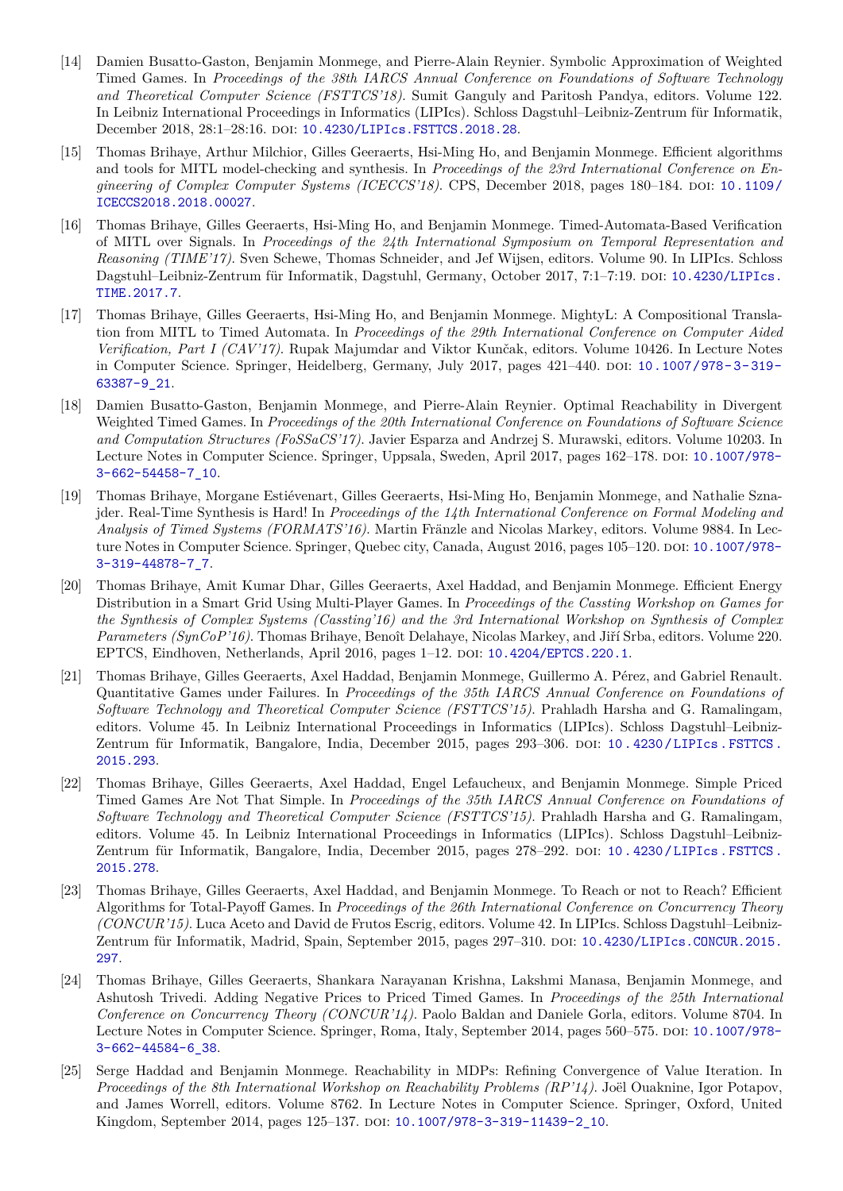[14] Damien Busatto-Gaston, Benjamin Monmege, and Pierre-Alain Reynier. Symbolic Approximation of Weighted Timed Games. In *Proceedings of the 38th IARCS Annual Conference on Foundations of Software Technology and Theoretical Computer Science (FSTTCS'18)*. Sumit Ganguly and Paritosh Pandya, editors. Volume 122. In Leibniz International Proceedings in Informatics (LIPIcs). Schloss Dagstuhl–Leibniz-Zentrum für Informatik, December 2018, 28:1–28:16. DOI: 10.4230/LIPIcs.FSTTCS.2018.28.

[15] Thomas Brihaye, Arthur Milchior, Gilles Geeraerts, Hsi-Ming Ho, and Benjamin Monmege. Efficient algorithms and tools for MITL model-checking and synthesis. In *Proceedings of the 23rd International Conference on Engineering of Complex Computer Systems (ICECCS'18)*. CPS, December 2018, pages 180–184. DOI: 10.1109/ICECCS2018.2018.00027.

[16] Thomas Brihaye, Gilles Geeraerts, Hsi-Ming Ho, and Benjamin Monmege. Timed-Automata-Based Verification of MITL over Signals. In *Proceedings of the 24th International Symposium on Temporal Representation and Reasoning (TIME'17)*. Sven Schewe, Thomas Schneider, and Jef Wijsen, editors. Volume 90. In LIPIcs. Schloss Dagstuhl–Leibniz-Zentrum für Informatik, Dagstuhl, Germany, October 2017, 7:1–7:19. DOI: 10.4230/LIPIcs.TIME.2017.7.

[17] Thomas Brihaye, Gilles Geeraerts, Hsi-Ming Ho, and Benjamin Monmege. MightyL: A Compositional Translation from MITL to Timed Automata. In *Proceedings of the 29th International Conference on Computer Aided Verification, Part I (CAV'17)*. Rupak Majumdar and Viktor Kunčak, editors. Volume 10426. In Lecture Notes in Computer Science. Springer, Heidelberg, Germany, July 2017, pages 421–440. DOI: 10.1007/978-3-319-63387-9_21.

[18] Damien Busatto-Gaston, Benjamin Monmege, and Pierre-Alain Reynier. Optimal Reachability in Divergent Weighted Timed Games. In *Proceedings of the 20th International Conference on Foundations of Software Science and Computation Structures (FoSSaCS'17)*. Javier Esparza and Andrzej S. Murawski, editors. Volume 10203. In Lecture Notes in Computer Science. Springer, Uppsala, Sweden, April 2017, pages 162–178. DOI: 10.1007/978-3-662-54458-7_10.

[19] Thomas Brihaye, Morgane Estiévenart, Gilles Geeraerts, Hsi-Ming Ho, Benjamin Monmege, and Nathalie Sznajder. Real-Time Synthesis is Hard! In *Proceedings of the 14th International Conference on Formal Modeling and Analysis of Timed Systems (FORMATS'16)*. Martin Fränzle and Nicolas Markey, editors. Volume 9884. In Lecture Notes in Computer Science. Springer, Quebec city, Canada, August 2016, pages 105–120. DOI: 10.1007/978-3-319-44878-7_7.

[20] Thomas Brihaye, Amit Kumar Dhar, Gilles Geeraerts, Axel Haddad, and Benjamin Monmege. Efficient Energy Distribution in a Smart Grid Using Multi-Player Games. In *Proceedings of the Cassting Workshop on Games for the Synthesis of Complex Systems (Cassting'16) and the 3rd International Workshop on Synthesis of Complex Parameters (SynCoP'16)*. Thomas Brihaye, Benoît Delahaye, Nicolas Markey, and Jiří Srba, editors. Volume 220. EPTCS, Eindhoven, Netherlands, April 2016, pages 1–12. DOI: 10.4204/EPTCS.220.1.

[21] Thomas Brihaye, Gilles Geeraerts, Axel Haddad, Benjamin Monmege, Guillermo A. Pérez, and Gabriel Renault. Quantitative Games under Failures. In *Proceedings of the 35th IARCS Annual Conference on Foundations of Software Technology and Theoretical Computer Science (FSTTCS'15)*. Prahladh Harsha and G. Ramalingam, editors. Volume 45. In Leibniz International Proceedings in Informatics (LIPIcs). Schloss Dagstuhl–Leibniz-Zentrum für Informatik, Bangalore, India, December 2015, pages 293–306. DOI: 10.4230/LIPIcs.FSTTCS.2015.293.

[22] Thomas Brihaye, Gilles Geeraerts, Axel Haddad, Engel Lefaucheux, and Benjamin Monmege. Simple Priced Timed Games Are Not That Simple. In *Proceedings of the 35th IARCS Annual Conference on Foundations of Software Technology and Theoretical Computer Science (FSTTCS'15)*. Prahladh Harsha and G. Ramalingam, editors. Volume 45. In Leibniz International Proceedings in Informatics (LIPIcs). Schloss Dagstuhl–Leibniz-Zentrum für Informatik, Bangalore, India, December 2015, pages 278–292. DOI: 10.4230/LIPIcs.FSTTCS.2015.278.

[23] Thomas Brihaye, Gilles Geeraerts, Axel Haddad, and Benjamin Monmege. To Reach or not to Reach? Efficient Algorithms for Total-Payoff Games. In *Proceedings of the 26th International Conference on Concurrency Theory (CONCUR'15)*. Luca Aceto and David de Frutos Escrig, editors. Volume 42. In LIPIcs. Schloss Dagstuhl–Leibniz-Zentrum für Informatik, Madrid, Spain, September 2015, pages 297–310. DOI: 10.4230/LIPIcs.CONCUR.2015.297.

[24] Thomas Brihaye, Gilles Geeraerts, Shankara Narayanan Krishna, Lakshmi Manasa, Benjamin Monmege, and Ashutosh Trivedi. Adding Negative Prices to Priced Timed Games. In *Proceedings of the 25th International Conference on Concurrency Theory (CONCUR'14)*. Paolo Baldan and Daniele Gorla, editors. Volume 8704. In Lecture Notes in Computer Science. Springer, Roma, Italy, September 2014, pages 560–575. DOI: 10.1007/978-3-662-44584-6_38.

[25] Serge Haddad and Benjamin Monmege. Reachability in MDPs: Refining Convergence of Value Iteration. In *Proceedings of the 8th International Workshop on Reachability Problems (RP'14)*. Joël Ouaknine, Igor Potapov, and James Worrell, editors. Volume 8762. In Lecture Notes in Computer Science. Springer, Oxford, United Kingdom, September 2014, pages 125–137. DOI: 10.1007/978-3-319-11439-2_10.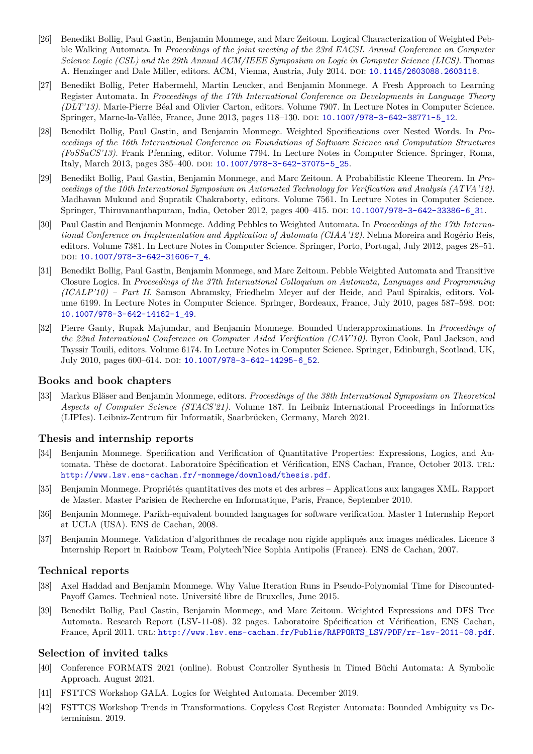[26] Benedikt Bollig, Paul Gastin, Benjamin Monmege, and Marc Zeitoun. Logical Characterization of Weighted Pebble Walking Automata. In *Proceedings of the joint meeting of the 23rd EACSL Annual Conference on Computer Science Logic (CSL) and the 29th Annual ACM/IEEE Symposium on Logic in Computer Science (LICS)*. Thomas A. Henzinger and Dale Miller, editors. ACM, Vienna, Austria, July 2014. DOI: 10.1145/2603088.2603118.

[27] Benedikt Bollig, Peter Habermehl, Martin Leucker, and Benjamin Monmege. A Fresh Approach to Learning Register Automata. In *Proceedings of the 17th International Conference on Developments in Language Theory (DLT'13)*. Marie-Pierre Béal and Olivier Carton, editors. Volume 7907. In Lecture Notes in Computer Science. Springer, Marne-la-Vallée, France, June 2013, pages 118–130. DOI: 10.1007/978-3-642-38771-5_12.

[28] Benedikt Bollig, Paul Gastin, and Benjamin Monmege. Weighted Specifications over Nested Words. In *Proceedings of the 16th International Conference on Foundations of Software Science and Computation Structures (FoSSaCS'13)*. Frank Pfenning, editor. Volume 7794. In Lecture Notes in Computer Science. Springer, Roma, Italy, March 2013, pages 385–400. DOI: 10.1007/978-3-642-37075-5_25.

[29] Benedikt Bollig, Paul Gastin, Benjamin Monmege, and Marc Zeitoun. A Probabilistic Kleene Theorem. In *Proceedings of the 10th International Symposium on Automated Technology for Verification and Analysis (ATVA'12)*. Madhavan Mukund and Supratik Chakraborty, editors. Volume 7561. In Lecture Notes in Computer Science. Springer, Thiruvananthapuram, India, October 2012, pages 400–415. DOI: 10.1007/978-3-642-33386-6_31.

[30] Paul Gastin and Benjamin Monmege. Adding Pebbles to Weighted Automata. In *Proceedings of the 17th International Conference on Implementation and Application of Automata (CIAA'12)*. Nelma Moreira and Rogério Reis, editors. Volume 7381. In Lecture Notes in Computer Science. Springer, Porto, Portugal, July 2012, pages 28–51. DOI: 10.1007/978-3-642-31606-7_4.

[31] Benedikt Bollig, Paul Gastin, Benjamin Monmege, and Marc Zeitoun. Pebble Weighted Automata and Transitive Closure Logics. In *Proceedings of the 37th International Colloquium on Automata, Languages and Programming (ICALP'10) – Part II*. Samson Abramsky, Friedhelm Meyer auf der Heide, and Paul Spirakis, editors. Volume 6199. In Lecture Notes in Computer Science. Springer, Bordeaux, France, July 2010, pages 587–598. DOI: 10.1007/978-3-642-14162-1_49.

[32] Pierre Ganty, Rupak Majumdar, and Benjamin Monmege. Bounded Underapproximations. In *Proceedings of the 22nd International Conference on Computer Aided Verification (CAV'10)*. Byron Cook, Paul Jackson, and Tayssir Touili, editors. Volume 6174. In Lecture Notes in Computer Science. Springer, Edinburgh, Scotland, UK, July 2010, pages 600–614. DOI: 10.1007/978-3-642-14295-6_52.

## Books and book chapters

[33] Markus Bläser and Benjamin Monmege, editors. *Proceedings of the 38th International Symposium on Theoretical Aspects of Computer Science (STACS'21)*. Volume 187. In Leibniz International Proceedings in Informatics (LIPIcs). Leibniz-Zentrum für Informatik, Saarbrücken, Germany, March 2021.

## Thesis and internship reports

[34] Benjamin Monmege. Specification and Verification of Quantitative Properties: Expressions, Logics, and Automata. Thèse de doctorat. Laboratoire Spécification et Vérification, ENS Cachan, France, October 2013. URL: http://www.lsv.ens-cachan.fr/~monmege/download/thesis.pdf.

[35] Benjamin Monmege. Propriétés quantitatives des mots et des arbres – Applications aux langages XML. Rapport de Master. Master Parisien de Recherche en Informatique, Paris, France, September 2010.

[36] Benjamin Monmege. Parikh-equivalent bounded languages for software verification. Master 1 Internship Report at UCLA (USA). ENS de Cachan, 2008.

[37] Benjamin Monmege. Validation d'algorithmes de recalage non rigide appliqués aux images médicales. Licence 3 Internship Report in Rainbow Team, Polytech'Nice Sophia Antipolis (France). ENS de Cachan, 2007.

## Technical reports

[38] Axel Haddad and Benjamin Monmege. Why Value Iteration Runs in Pseudo-Polynomial Time for Discounted-Payoff Games. Technical note. Université libre de Bruxelles, June 2015.

[39] Benedikt Bollig, Paul Gastin, Benjamin Monmege, and Marc Zeitoun. Weighted Expressions and DFS Tree Automata. Research Report (LSV-11-08). 32 pages. Laboratoire Spécification et Vérification, ENS Cachan, France, April 2011. URL: http://www.lsv.ens-cachan.fr/Publis/RAPPORTS_LSV/PDF/rr-lsv-2011-08.pdf.

## Selection of invited talks

[40] Conference FORMATS 2021 (online). Robust Controller Synthesis in Timed Büchi Automata: A Symbolic Approach. August 2021.

[41] FSTTCS Workshop GALA. Logics for Weighted Automata. December 2019.

[42] FSTTCS Workshop Trends in Transformations. Copyless Cost Register Automata: Bounded Ambiguity vs Determinism. 2019.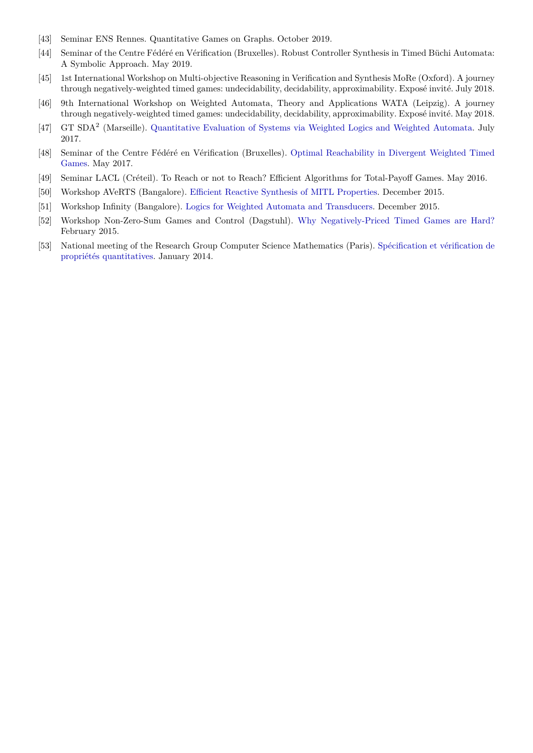[43] Seminar ENS Rennes. Quantitative Games on Graphs. October 2019.

[44] Seminar of the Centre Fédéré en Vérification (Bruxelles). Robust Controller Synthesis in Timed Büchi Automata: A Symbolic Approach. May 2019.

[45] 1st International Workshop on Multi-objective Reasoning in Verification and Synthesis MoRe (Oxford). A journey through negatively-weighted timed games: undecidability, decidability, approximability. Exposé invité. July 2018.

[46] 9th International Workshop on Weighted Automata, Theory and Applications WATA (Leipzig). A journey through negatively-weighted timed games: undecidability, decidability, approximability. Exposé invité. May 2018.

[47] GT SDA$^2$ (Marseille). Quantitative Evaluation of Systems via Weighted Logics and Weighted Automata. July 2017.

[48] Seminar of the Centre Fédéré en Vérification (Bruxelles). Optimal Reachability in Divergent Weighted Timed Games. May 2017.

[49] Seminar LACL (Créteil). To Reach or not to Reach? Efficient Algorithms for Total-Payoff Games. May 2016.

[50] Workshop AVeRTS (Bangalore). Efficient Reactive Synthesis of MITL Properties. December 2015.

[51] Workshop Infinity (Bangalore). Logics for Weighted Automata and Transducers. December 2015.

[52] Workshop Non-Zero-Sum Games and Control (Dagstuhl). Why Negatively-Priced Timed Games are Hard? February 2015.

[53] National meeting of the Research Group Computer Science Mathematics (Paris). Spécification et vérification de propriétés quantitatives. January 2014.